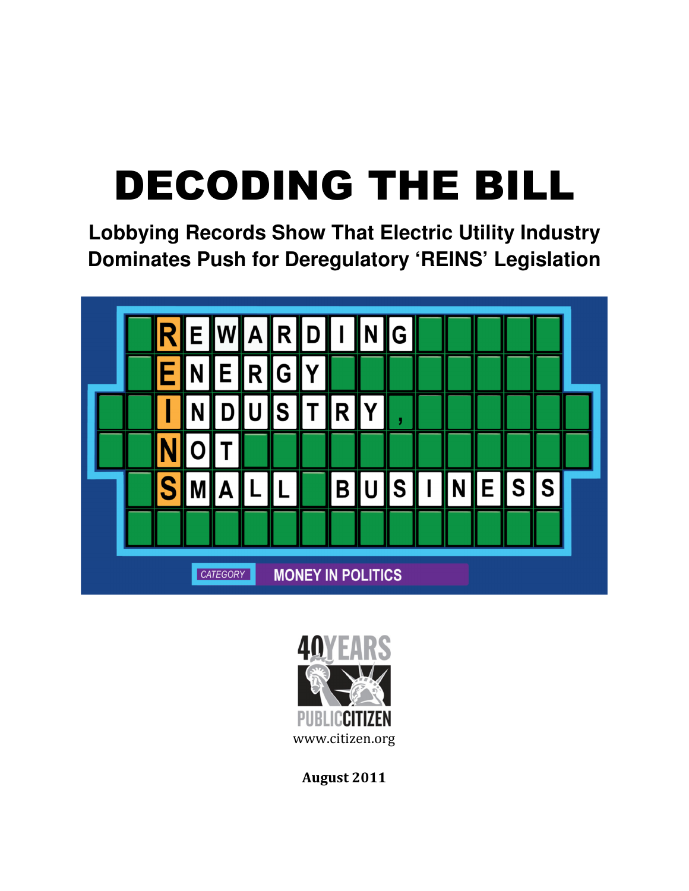# DECODING THE BILL

## Lobbying Records Show That Electric Utility Industry Dominates Push for Deregulatory 'REINS' Legislation

REWARDING
ENERGY
INDUSTRY,
NOT
SMALL BUSINESS

CATEGORY MONEY IN POLITICS

40 YEARS PUBLIC CITIZEN

www.citizen.org

**August 2011**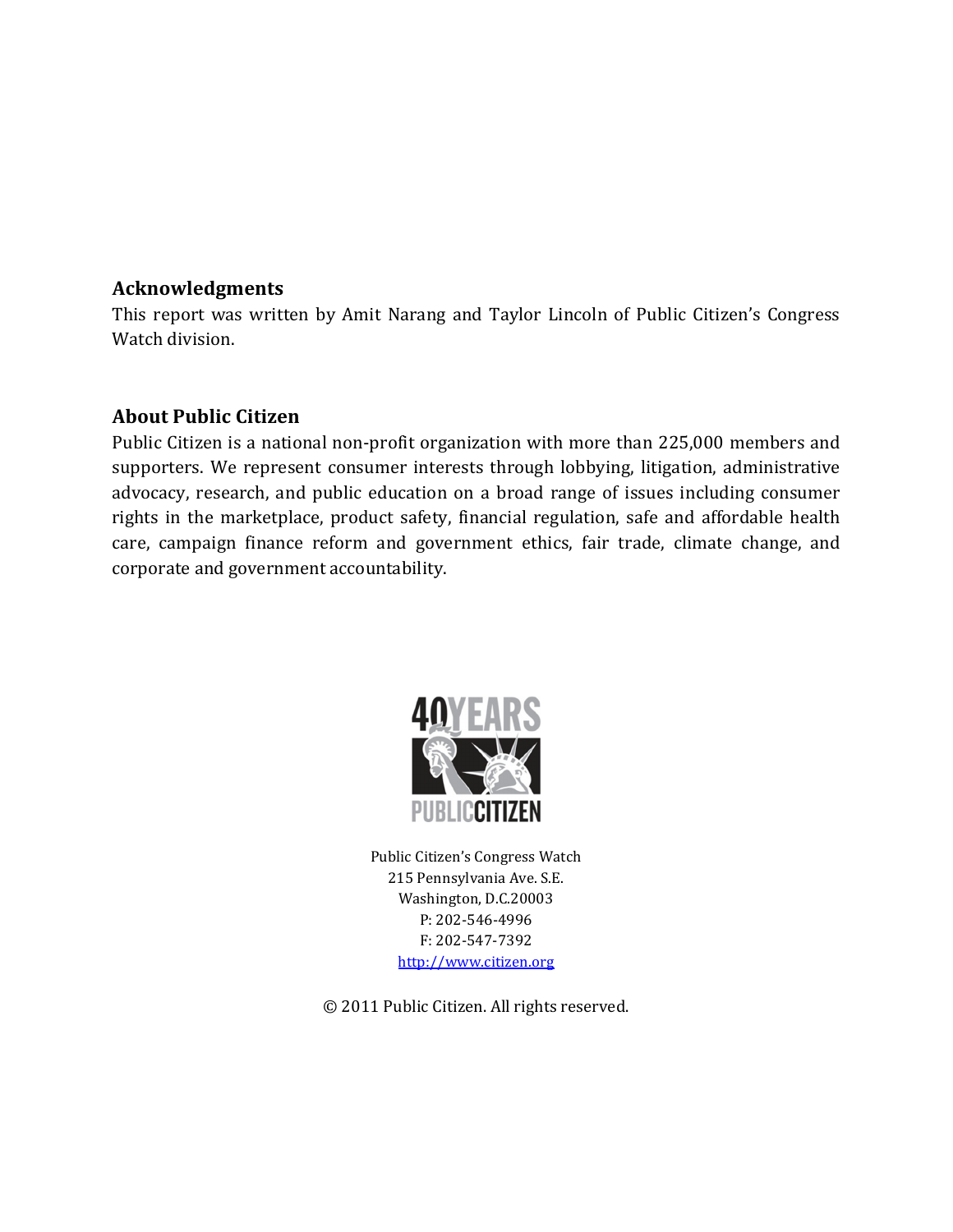## Acknowledgments

This report was written by Amit Narang and Taylor Lincoln of Public Citizen's Congress Watch division.

## About Public Citizen

Public Citizen is a national non-profit organization with more than 225,000 members and supporters. We represent consumer interests through lobbying, litigation, administrative advocacy, research, and public education on a broad range of issues including consumer rights in the marketplace, product safety, financial regulation, safe and affordable health care, campaign finance reform and government ethics, fair trade, climate change, and corporate and government accountability.

Public Citizen's Congress Watch
215 Pennsylvania Ave. S.E.
Washington, D.C.20003
P: 202-546-4996
F: 202-547-7392
http://www.citizen.org

© 2011 Public Citizen. All rights reserved.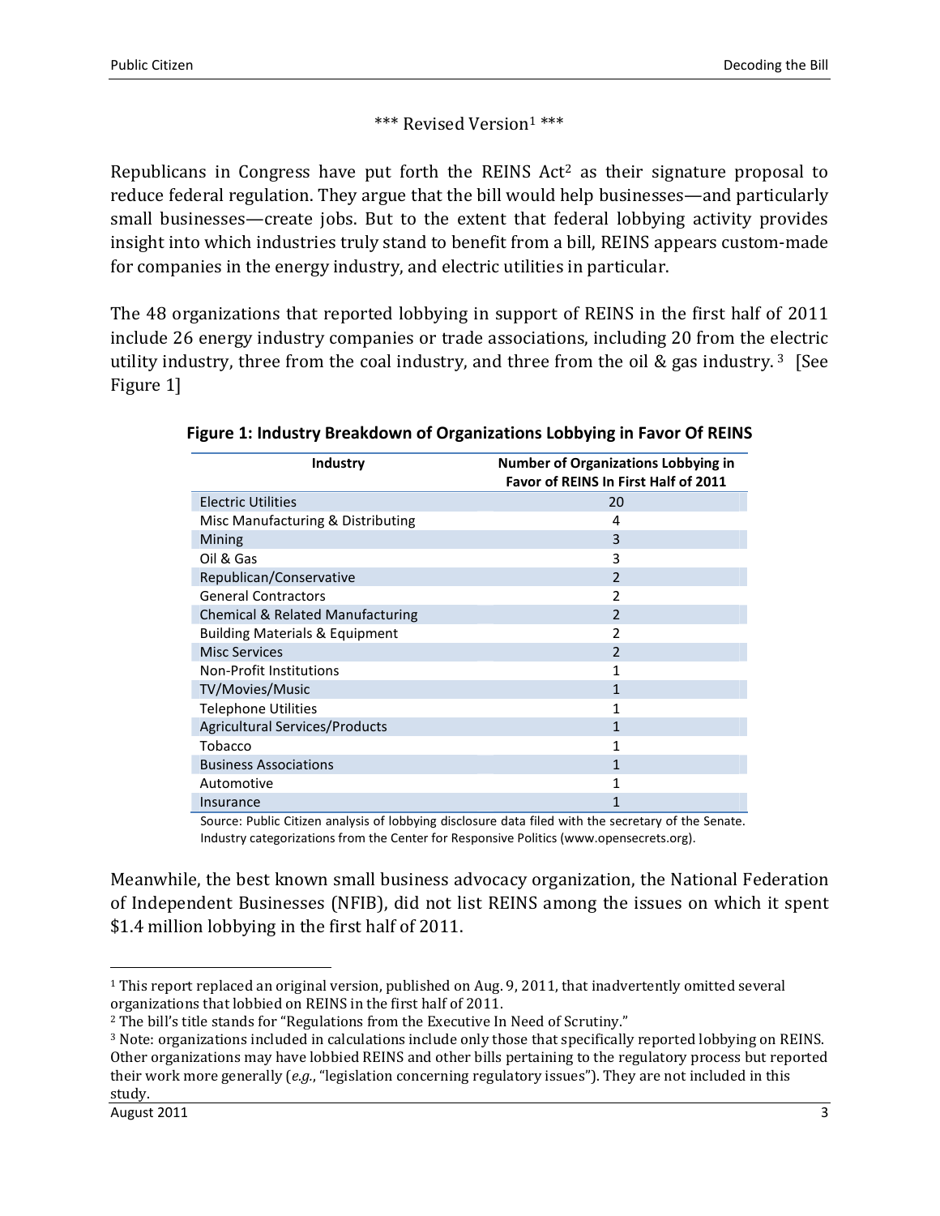\*\*\* Revised Version[1] \*\*\*

Republicans in Congress have put forth the REINS Act[2] as their signature proposal to reduce federal regulation. They argue that the bill would help businesses—and particularly small businesses—create jobs. But to the extent that federal lobbying activity provides insight into which industries truly stand to benefit from a bill, REINS appears custom-made for companies in the energy industry, and electric utilities in particular.

The 48 organizations that reported lobbying in support of REINS in the first half of 2011 include 26 energy industry companies or trade associations, including 20 from the electric utility industry, three from the coal industry, and three from the oil & gas industry.[3] [See Figure 1]

**Figure 1: Industry Breakdown of Organizations Lobbying in Favor Of REINS**

| Industry | Number of Organizations Lobbying in Favor of REINS In First Half of 2011 |
|---|---|
| Electric Utilities | 20 |
| Misc Manufacturing & Distributing | 4 |
| Mining | 3 |
| Oil & Gas | 3 |
| Republican/Conservative | 2 |
| General Contractors | 2 |
| Chemical & Related Manufacturing | 2 |
| Building Materials & Equipment | 2 |
| Misc Services | 2 |
| Non-Profit Institutions | 1 |
| TV/Movies/Music | 1 |
| Telephone Utilities | 1 |
| Agricultural Services/Products | 1 |
| Tobacco | 1 |
| Business Associations | 1 |
| Automotive | 1 |
| Insurance | 1 |

Source: Public Citizen analysis of lobbying disclosure data filed with the secretary of the Senate. Industry categorizations from the Center for Responsive Politics (www.opensecrets.org).

Meanwhile, the best known small business advocacy organization, the National Federation of Independent Businesses (NFIB), did not list REINS among the issues on which it spent $1.4 million lobbying in the first half of 2011.

---

[1] This report replaced an original version, published on Aug. 9, 2011, that inadvertently omitted several organizations that lobbied on REINS in the first half of 2011.

[2] The bill's title stands for "Regulations from the Executive In Need of Scrutiny."

[3] Note: organizations included in calculations include only those that specifically reported lobbying on REINS. Other organizations may have lobbied REINS and other bills pertaining to the regulatory process but reported their work more generally (*e.g.*, "legislation concerning regulatory issues"). They are not included in this study.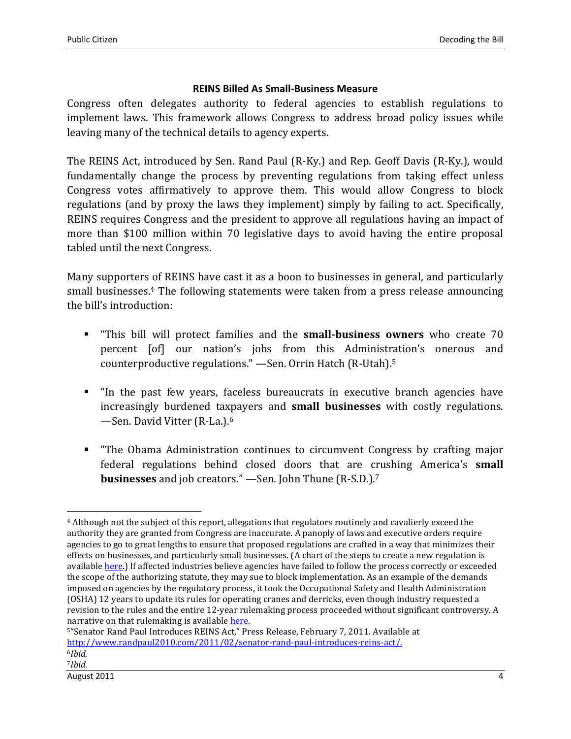### REINS Billed As Small-Business Measure

Congress often delegates authority to federal agencies to establish regulations to implement laws. This framework allows Congress to address broad policy issues while leaving many of the technical details to agency experts.

The REINS Act, introduced by Sen. Rand Paul (R-Ky.) and Rep. Geoff Davis (R-Ky.), would fundamentally change the process by preventing regulations from taking effect unless Congress votes affirmatively to approve them. This would allow Congress to block regulations (and by proxy the laws they implement) simply by failing to act. Specifically, REINS requires Congress and the president to approve all regulations having an impact of more than $100 million within 70 legislative days to avoid having the entire proposal tabled until the next Congress.

Many supporters of REINS have cast it as a boon to businesses in general, and particularly small businesses.[4] The following statements were taken from a press release announcing the bill's introduction:

- "This bill will protect families and the **small-business owners** who create 70 percent [of] our nation's jobs from this Administration's onerous and counterproductive regulations." —Sen. Orrin Hatch (R-Utah).[5]
- "In the past few years, faceless bureaucrats in executive branch agencies have increasingly burdened taxpayers and **small businesses** with costly regulations. —Sen. David Vitter (R-La.).[6]
- "The Obama Administration continues to circumvent Congress by crafting major federal regulations behind closed doors that are crushing America's **small businesses** and job creators." —Sen. John Thune (R-S.D.).[7]

---

[4] Although not the subject of this report, allegations that regulators routinely and cavalierly exceed the authority they are granted from Congress are inaccurate. A panoply of laws and executive orders require agencies to go to great lengths to ensure that proposed regulations are crafted in a way that minimizes their effects on businesses, and particularly small businesses. (A chart of the steps to create a new regulation is available here.) If affected industries believe agencies have failed to follow the process correctly or exceeded the scope of the authorizing statute, they may sue to block implementation. As an example of the demands imposed on agencies by the regulatory process, it took the Occupational Safety and Health Administration (OSHA) 12 years to update its rules for operating cranes and derricks, even though industry requested a revision to the rules and the entire 12-year rulemaking process proceeded without significant controversy. A narrative on that rulemaking is available here.

[5] "Senator Rand Paul Introduces REINS Act," Press Release, February 7, 2011. Available at http://www.randpaul2010.com/2011/02/senator-rand-paul-introduces-reins-act/.

[6] *Ibid.*

[7] *Ibid.*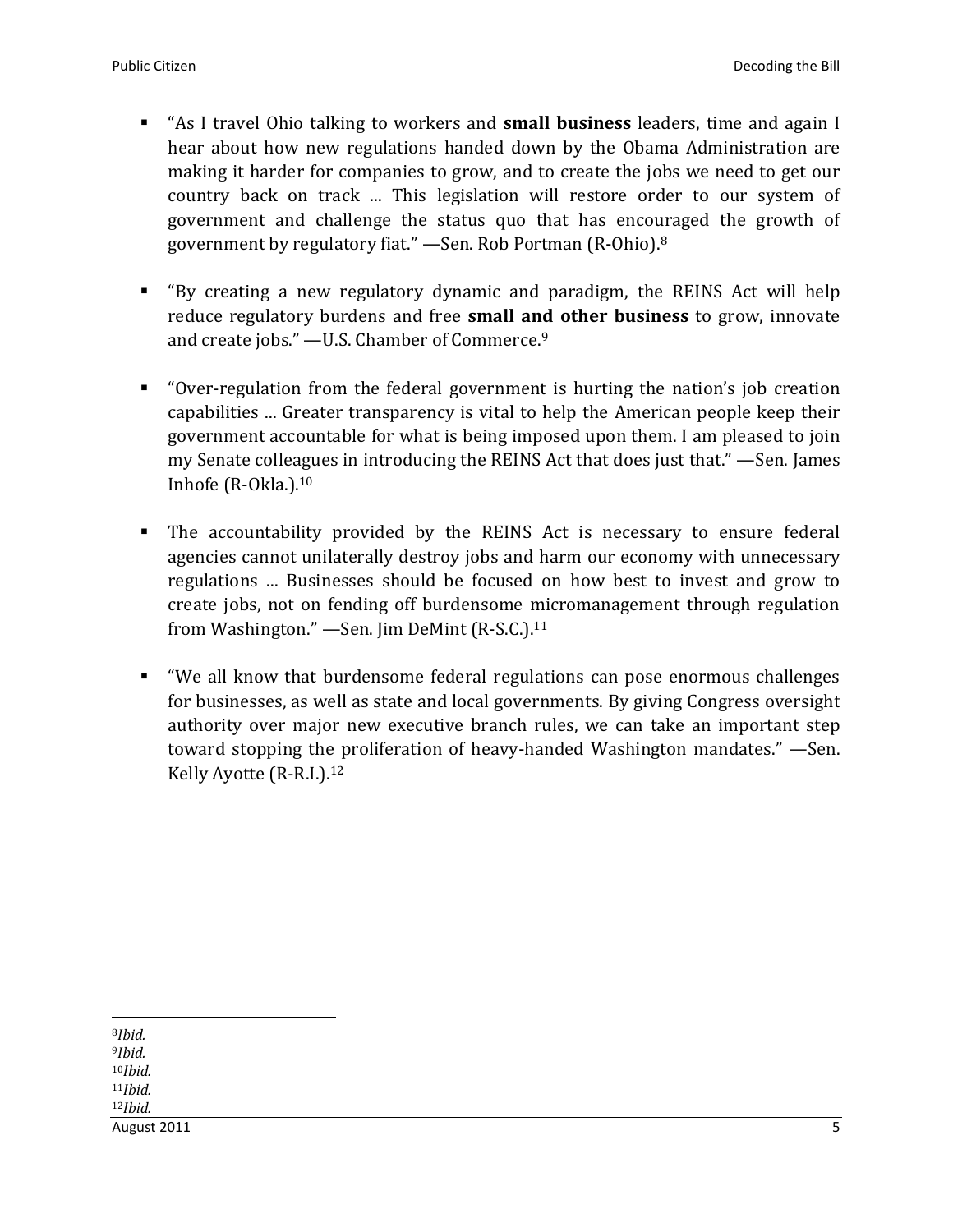- "As I travel Ohio talking to workers and **small business** leaders, time and again I hear about how new regulations handed down by the Obama Administration are making it harder for companies to grow, and to create the jobs we need to get our country back on track ... This legislation will restore order to our system of government and challenge the status quo that has encouraged the growth of government by regulatory fiat." —Sen. Rob Portman (R-Ohio).[8]

- "By creating a new regulatory dynamic and paradigm, the REINS Act will help reduce regulatory burdens and free **small and other business** to grow, innovate and create jobs." —U.S. Chamber of Commerce.[9]

- "Over-regulation from the federal government is hurting the nation's job creation capabilities ... Greater transparency is vital to help the American people keep their government accountable for what is being imposed upon them. I am pleased to join my Senate colleagues in introducing the REINS Act that does just that." —Sen. James Inhofe (R-Okla.).[10]

- The accountability provided by the REINS Act is necessary to ensure federal agencies cannot unilaterally destroy jobs and harm our economy with unnecessary regulations ... Businesses should be focused on how best to invest and grow to create jobs, not on fending off burdensome micromanagement through regulation from Washington." —Sen. Jim DeMint (R-S.C.).[11]

- "We all know that burdensome federal regulations can pose enormous challenges for businesses, as well as state and local governments. By giving Congress oversight authority over major new executive branch rules, we can take an important step toward stopping the proliferation of heavy-handed Washington mandates." —Sen. Kelly Ayotte (R-R.I.).[12]

---

[8] *Ibid.*
[9] *Ibid.*
[10] *Ibid.*
[11] *Ibid.*
[12] *Ibid.*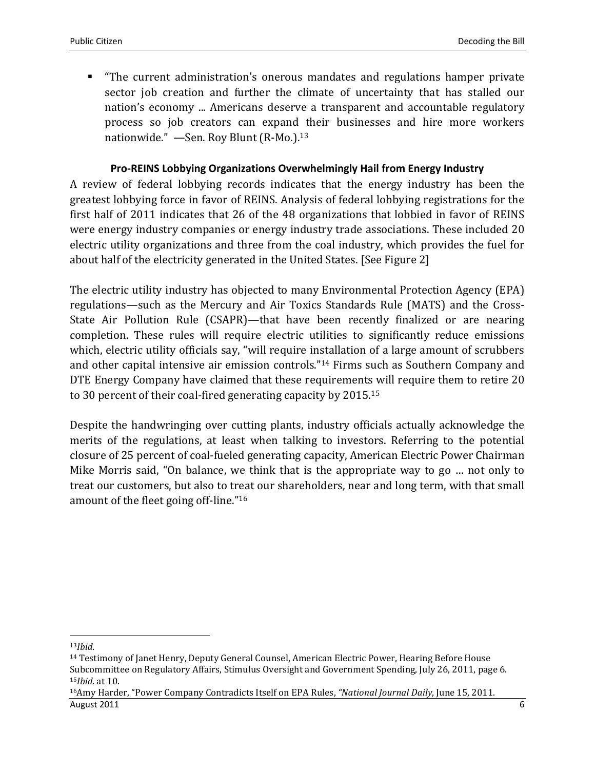- "The current administration's onerous mandates and regulations hamper private sector job creation and further the climate of uncertainty that has stalled our nation's economy ... Americans deserve a transparent and accountable regulatory process so job creators can expand their businesses and hire more workers nationwide." —Sen. Roy Blunt (R-Mo.).[13]

### Pro-REINS Lobbying Organizations Overwhelmingly Hail from Energy Industry

A review of federal lobbying records indicates that the energy industry has been the greatest lobbying force in favor of REINS. Analysis of federal lobbying registrations for the first half of 2011 indicates that 26 of the 48 organizations that lobbied in favor of REINS were energy industry companies or energy industry trade associations. These included 20 electric utility organizations and three from the coal industry, which provides the fuel for about half of the electricity generated in the United States. [See Figure 2]

The electric utility industry has objected to many Environmental Protection Agency (EPA) regulations—such as the Mercury and Air Toxics Standards Rule (MATS) and the Cross-State Air Pollution Rule (CSAPR)—that have been recently finalized or are nearing completion. These rules will require electric utilities to significantly reduce emissions which, electric utility officials say, "will require installation of a large amount of scrubbers and other capital intensive air emission controls."[14] Firms such as Southern Company and DTE Energy Company have claimed that these requirements will require them to retire 20 to 30 percent of their coal-fired generating capacity by 2015.[15]

Despite the handwringing over cutting plants, industry officials actually acknowledge the merits of the regulations, at least when talking to investors. Referring to the potential closure of 25 percent of coal-fueled generating capacity, American Electric Power Chairman Mike Morris said, "On balance, we think that is the appropriate way to go … not only to treat our customers, but also to treat our shareholders, near and long term, with that small amount of the fleet going off-line."[16]

---

[13] *Ibid*.

[14] Testimony of Janet Henry, Deputy General Counsel, American Electric Power, Hearing Before House Subcommittee on Regulatory Affairs, Stimulus Oversight and Government Spending, July 26, 2011, page 6.

[15] *Ibid*. at 10.

[16] Amy Harder, "Power Company Contradicts Itself on EPA Rules, *"National Journal Daily*, June 15, 2011.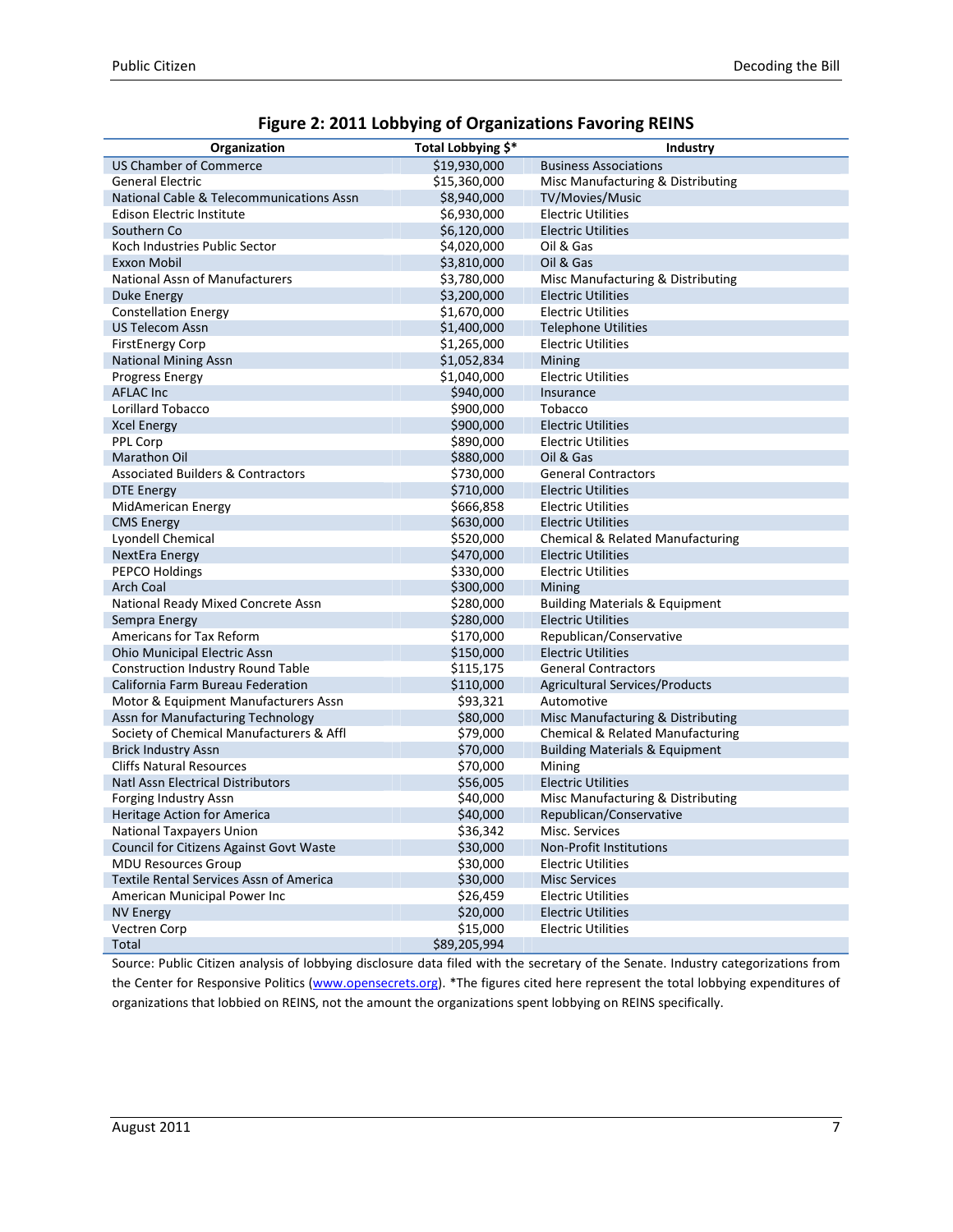**Figure 2: 2011 Lobbying of Organizations Favoring REINS**

| Organization | Total Lobbying $* | Industry |
|---|---|---|
| US Chamber of Commerce | $19,930,000 | Business Associations |
| General Electric | $15,360,000 | Misc Manufacturing & Distributing |
| National Cable & Telecommunications Assn | $8,940,000 | TV/Movies/Music |
| Edison Electric Institute | $6,930,000 | Electric Utilities |
| Southern Co | $6,120,000 | Electric Utilities |
| Koch Industries Public Sector | $4,020,000 | Oil & Gas |
| Exxon Mobil | $3,810,000 | Oil & Gas |
| National Assn of Manufacturers | $3,780,000 | Misc Manufacturing & Distributing |
| Duke Energy | $3,200,000 | Electric Utilities |
| Constellation Energy | $1,670,000 | Electric Utilities |
| US Telecom Assn | $1,400,000 | Telephone Utilities |
| FirstEnergy Corp | $1,265,000 | Electric Utilities |
| National Mining Assn | $1,052,834 | Mining |
| Progress Energy | $1,040,000 | Electric Utilities |
| AFLAC Inc | $940,000 | Insurance |
| Lorillard Tobacco | $900,000 | Tobacco |
| Xcel Energy | $900,000 | Electric Utilities |
| PPL Corp | $890,000 | Electric Utilities |
| Marathon Oil | $880,000 | Oil & Gas |
| Associated Builders & Contractors | $730,000 | General Contractors |
| DTE Energy | $710,000 | Electric Utilities |
| MidAmerican Energy | $666,858 | Electric Utilities |
| CMS Energy | $630,000 | Electric Utilities |
| Lyondell Chemical | $520,000 | Chemical & Related Manufacturing |
| NextEra Energy | $470,000 | Electric Utilities |
| PEPCO Holdings | $330,000 | Electric Utilities |
| Arch Coal | $300,000 | Mining |
| National Ready Mixed Concrete Assn | $280,000 | Building Materials & Equipment |
| Sempra Energy | $280,000 | Electric Utilities |
| Americans for Tax Reform | $170,000 | Republican/Conservative |
| Ohio Municipal Electric Assn | $150,000 | Electric Utilities |
| Construction Industry Round Table | $115,175 | General Contractors |
| California Farm Bureau Federation | $110,000 | Agricultural Services/Products |
| Motor & Equipment Manufacturers Assn | $93,321 | Automotive |
| Assn for Manufacturing Technology | $80,000 | Misc Manufacturing & Distributing |
| Society of Chemical Manufacturers & Affl | $79,000 | Chemical & Related Manufacturing |
| Brick Industry Assn | $70,000 | Building Materials & Equipment |
| Cliffs Natural Resources | $70,000 | Mining |
| Natl Assn Electrical Distributors | $56,005 | Electric Utilities |
| Forging Industry Assn | $40,000 | Misc Manufacturing & Distributing |
| Heritage Action for America | $40,000 | Republican/Conservative |
| National Taxpayers Union | $36,342 | Misc. Services |
| Council for Citizens Against Govt Waste | $30,000 | Non-Profit Institutions |
| MDU Resources Group | $30,000 | Electric Utilities |
| Textile Rental Services Assn of America | $30,000 | Misc Services |
| American Municipal Power Inc | $26,459 | Electric Utilities |
| NV Energy | $20,000 | Electric Utilities |
| Vectren Corp | $15,000 | Electric Utilities |
| Total | $89,205,994 | |

Source: Public Citizen analysis of lobbying disclosure data filed with the secretary of the Senate. Industry categorizations from the Center for Responsive Politics (www.opensecrets.org). *The figures cited here represent the total lobbying expenditures of organizations that lobbied on REINS, not the amount the organizations spent lobbying on REINS specifically.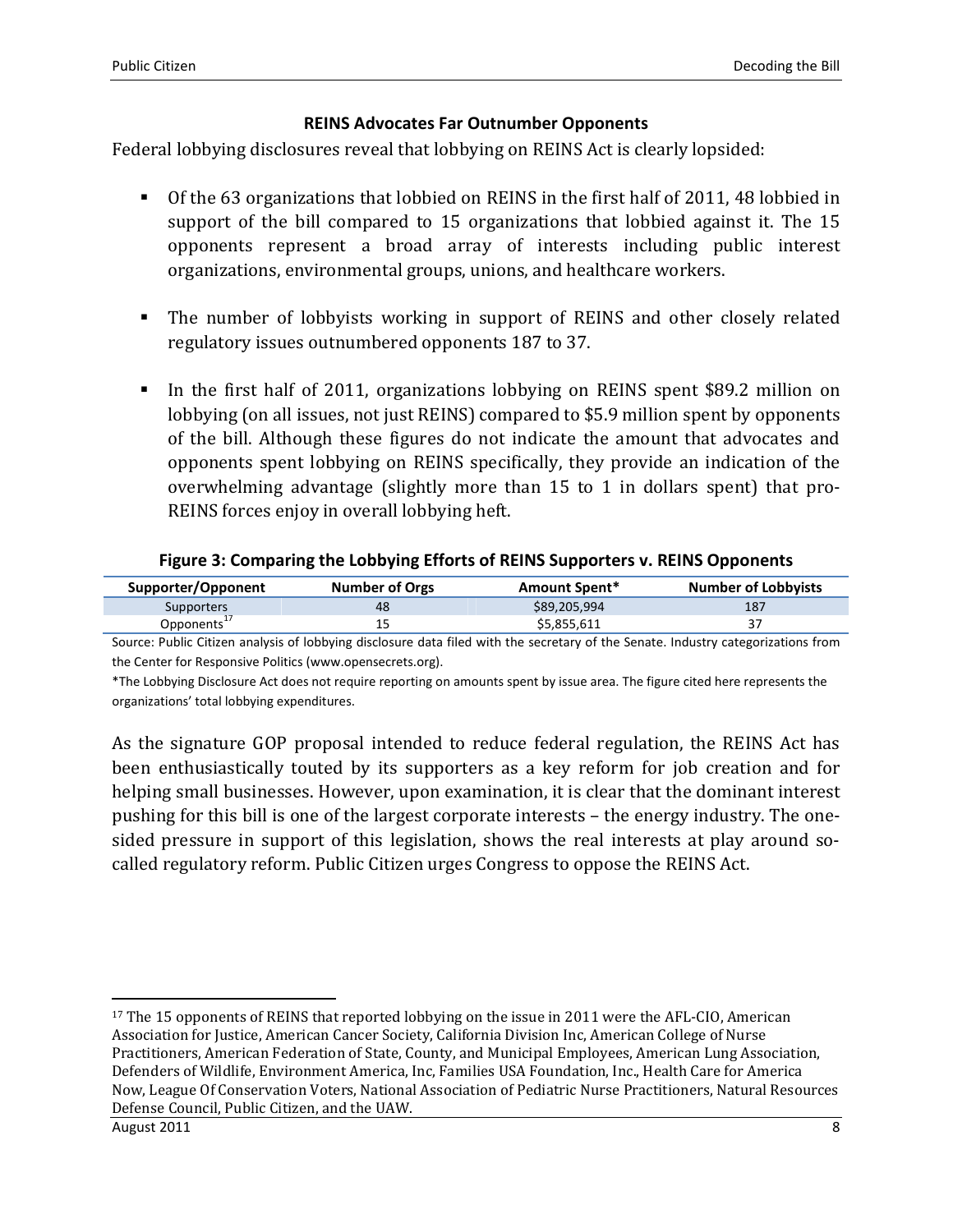**REINS Advocates Far Outnumber Opponents**

Federal lobbying disclosures reveal that lobbying on REINS Act is clearly lopsided:

- Of the 63 organizations that lobbied on REINS in the first half of 2011, 48 lobbied in support of the bill compared to 15 organizations that lobbied against it. The 15 opponents represent a broad array of interests including public interest organizations, environmental groups, unions, and healthcare workers.
- The number of lobbyists working in support of REINS and other closely related regulatory issues outnumbered opponents 187 to 37.
- In the first half of 2011, organizations lobbying on REINS spent $89.2 million on lobbying (on all issues, not just REINS) compared to $5.9 million spent by opponents of the bill. Although these figures do not indicate the amount that advocates and opponents spent lobbying on REINS specifically, they provide an indication of the overwhelming advantage (slightly more than 15 to 1 in dollars spent) that pro-REINS forces enjoy in overall lobbying heft.

**Figure 3: Comparing the Lobbying Efforts of REINS Supporters v. REINS Opponents**

| Supporter/Opponent | Number of Orgs | Amount Spent* | Number of Lobbyists |
|---|---|---|---|
| Supporters | 48 | $89,205,994 | 187 |
| Opponents[17] | 15 | $5,855,611 | 37 |

Source: Public Citizen analysis of lobbying disclosure data filed with the secretary of the Senate. Industry categorizations from the Center for Responsive Politics (www.opensecrets.org).

*The Lobbying Disclosure Act does not require reporting on amounts spent by issue area. The figure cited here represents the organizations' total lobbying expenditures.

As the signature GOP proposal intended to reduce federal regulation, the REINS Act has been enthusiastically touted by its supporters as a key reform for job creation and for helping small businesses. However, upon examination, it is clear that the dominant interest pushing for this bill is one of the largest corporate interests – the energy industry. The one-sided pressure in support of this legislation, shows the real interests at play around so-called regulatory reform. Public Citizen urges Congress to oppose the REINS Act.

[17] The 15 opponents of REINS that reported lobbying on the issue in 2011 were the AFL-CIO, American Association for Justice, American Cancer Society, California Division Inc, American College of Nurse Practitioners, American Federation of State, County, and Municipal Employees, American Lung Association, Defenders of Wildlife, Environment America, Inc, Families USA Foundation, Inc., Health Care for America Now, League Of Conservation Voters, National Association of Pediatric Nurse Practitioners, Natural Resources Defense Council, Public Citizen, and the UAW.